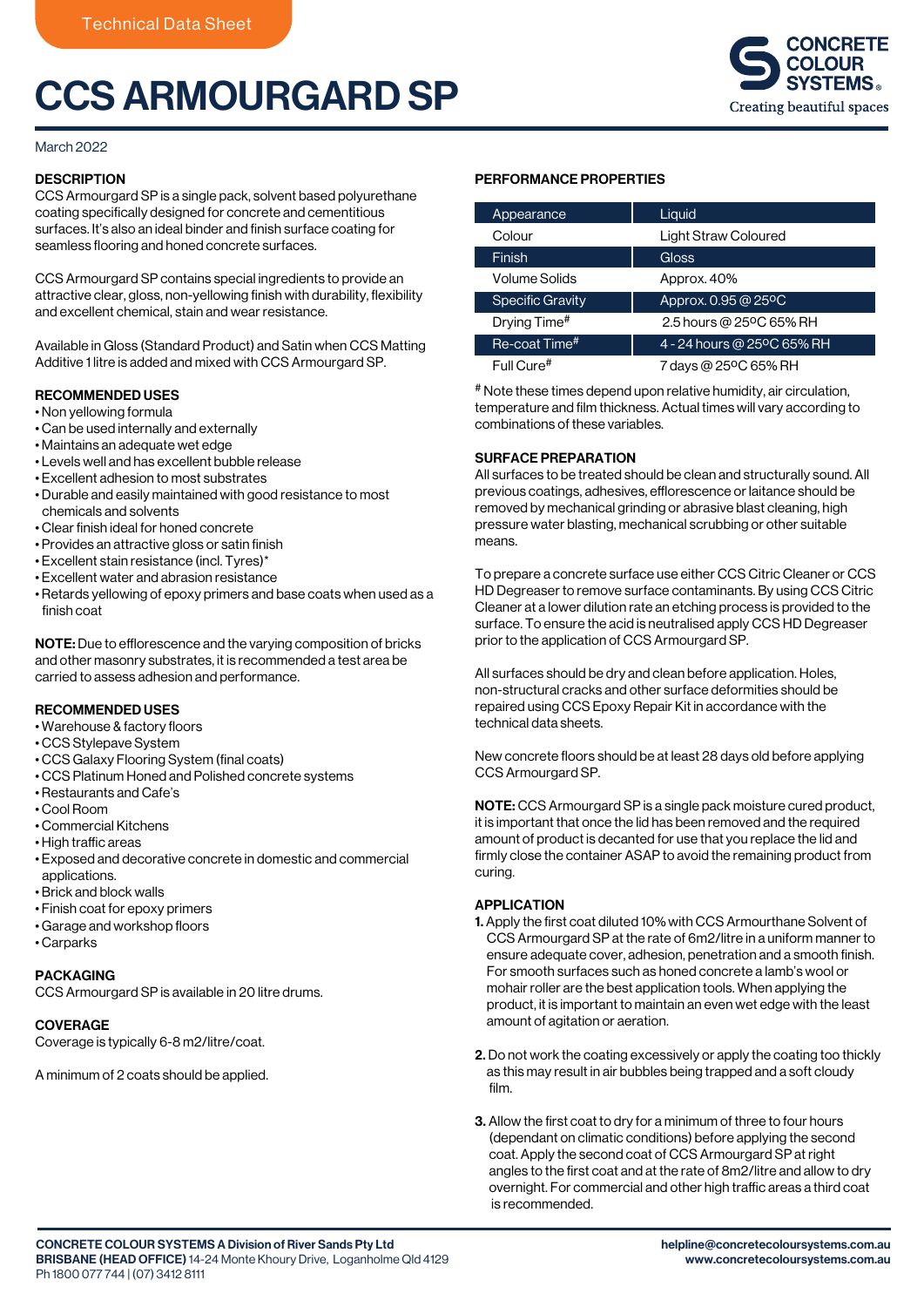Technical Data Sheet

# CCS ARMOURGARD SP

March 2022

## DESCRIPTION

CCS Armourgard SP is a single pack, solvent based polyurethane coating specifically designed for concrete and cementitious surfaces. It's also an ideal binder and finish surface coating for seamless flooring and honed concrete surfaces.

CCS Armourgard SP contains special ingredients to provide an attractive clear, gloss, non-yellowing finish with durability, flexibility and excellent chemical, stain and wear resistance.

Available in Gloss (Standard Product) and Satin when CCS Matting Additive 1 litre is added and mixed with CCS Armourgard SP.

## RECOMMENDED USES

- Non yellowing formula
- Can be used internally and externally
- Maintains an adequate wet edge
- Levels well and has excellent bubble release
- Excellent adhesion to most substrates
- Durable and easily maintained with good resistance to most chemicals and solvents
- Clear finish ideal for honed concrete
- Provides an attractive gloss or satin finish
- Excellent stain resistance (incl. Tyres)*
- Excellent water and abrasion resistance
- Retards yellowing of epoxy primers and base coats when used as a finish coat

**NOTE:** Due to efflorescence and the varying composition of bricks and other masonry substrates, it is recommended a test area be carried to assess adhesion and performance.

## RECOMMENDED USES

- Warehouse & factory floors
- CCS Stylepave System
- CCS Galaxy Flooring System (final coats)
- CCS Platinum Honed and Polished concrete systems
- Restaurants and Cafe's
- Cool Room
- Commercial Kitchens
- High traffic areas
- Exposed and decorative concrete in domestic and commercial applications.
- Brick and block walls
- Finish coat for epoxy primers
- Garage and workshop floors
- Carparks

## PACKAGING

CCS Armourgard SP is available in 20 litre drums.

## COVERAGE

Coverage is typically 6-8 m2/litre/coat.

A minimum of 2 coats should be applied.

## PERFORMANCE PROPERTIES

| Property | Value |
|---|---|
| Appearance | Liquid |
| Colour | Light Straw Coloured |
| Finish | Gloss |
| Volume Solids | Approx. 40% |
| Specific Gravity | Approx. 0.95 @ 25ºC |
| Drying Time# | 2.5 hours @ 25ºC 65% RH |
| Re-coat Time# | 4 - 24 hours @ 25ºC 65% RH |
| Full Cure# | 7 days @ 25ºC 65% RH |

# Note these times depend upon relative humidity, air circulation, temperature and film thickness. Actual times will vary according to combinations of these variables.

## SURFACE PREPARATION

All surfaces to be treated should be clean and structurally sound. All previous coatings, adhesives, efflorescence or laitance should be removed by mechanical grinding or abrasive blast cleaning, high pressure water blasting, mechanical scrubbing or other suitable means.

To prepare a concrete surface use either CCS Citric Cleaner or CCS HD Degreaser to remove surface contaminants. By using CCS Citric Cleaner at a lower dilution rate an etching process is provided to the surface. To ensure the acid is neutralised apply CCS HD Degreaser prior to the application of CCS Armourgard SP.

All surfaces should be dry and clean before application. Holes, non-structural cracks and other surface deformities should be repaired using CCS Epoxy Repair Kit in accordance with the technical data sheets.

New concrete floors should be at least 28 days old before applying CCS Armourgard SP.

**NOTE:** CCS Armourgard SP is a single pack moisture cured product, it is important that once the lid has been removed and the required amount of product is decanted for use that you replace the lid and firmly close the container ASAP to avoid the remaining product from curing.

## APPLICATION

**1.** Apply the first coat diluted 10% with CCS Armourthane Solvent of CCS Armourgard SP at the rate of 6m2/litre in a uniform manner to ensure adequate cover, adhesion, penetration and a smooth finish. For smooth surfaces such as honed concrete a lamb's wool or mohair roller are the best application tools. When applying the product, it is important to maintain an even wet edge with the least amount of agitation or aeration.

**2.** Do not work the coating excessively or apply the coating too thickly as this may result in air bubbles being trapped and a soft cloudy film.

**3.** Allow the first coat to dry for a minimum of three to four hours (dependant on climatic conditions) before applying the second coat. Apply the second coat of CCS Armourgard SP at right angles to the first coat and at the rate of 8m2/litre and allow to dry overnight. For commercial and other high traffic areas a third coat is recommended.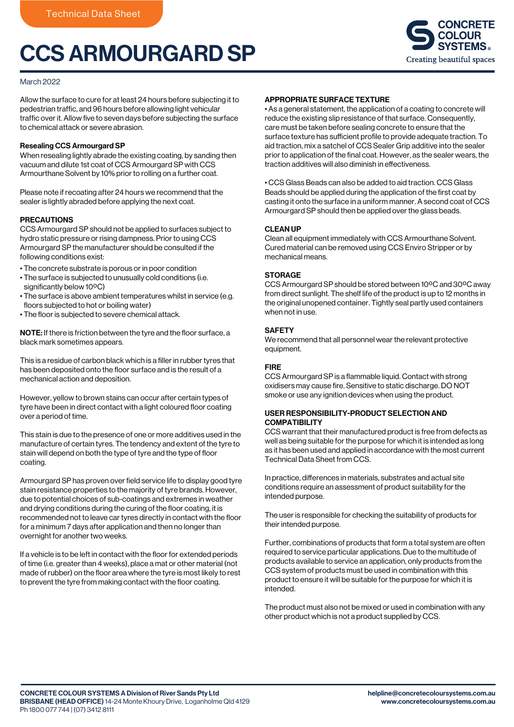Technical Data Sheet

# CCS ARMOURGARD SP

March 2022

Allow the surface to cure for at least 24 hours before subjecting it to pedestrian traffic, and 96 hours before allowing light vehicular traffic over it. Allow five to seven days before subjecting the surface to chemical attack or severe abrasion.

**Resealing CCS Armourgard SP**

When resealing lightly abrade the existing coating, by sanding then vacuum and dilute 1st coat of CCS Armourgard SP with CCS Armourthane Solvent by 10% prior to rolling on a further coat.

Please note if recoating after 24 hours we recommend that the sealer is lightly abraded before applying the next coat.

## PRECAUTIONS

CCS Armourgard SP should not be applied to surfaces subject to hydro static pressure or rising dampness. Prior to using CCS Armourgard SP the manufacturer should be consulted if the following conditions exist:

- The concrete substrate is porous or in poor condition
- The surface is subjected to unusually cold conditions (i.e. significantly below 10ºC)
- The surface is above ambient temperatures whilst in service (e.g. floors subjected to hot or boiling water)
- The floor is subjected to severe chemical attack.

**NOTE:** If there is friction between the tyre and the floor surface, a black mark sometimes appears.

This is a residue of carbon black which is a filler in rubber tyres that has been deposited onto the floor surface and is the result of a mechanical action and deposition.

However, yellow to brown stains can occur after certain types of tyre have been in direct contact with a light coloured floor coating over a period of time.

This stain is due to the presence of one or more additives used in the manufacture of certain tyres. The tendency and extent of the tyre to stain will depend on both the type of tyre and the type of floor coating.

Armourgard SP has proven over field service life to display good tyre stain resistance properties to the majority of tyre brands. However, due to potential choices of sub-coatings and extremes in weather and drying conditions during the curing of the floor coating, it is recommended not to leave car tyres directly in contact with the floor for a minimum 7 days after application and then no longer than overnight for another two weeks.

If a vehicle is to be left in contact with the floor for extended periods of time (i.e. greater than 4 weeks), place a mat or other material (not made of rubber) on the floor area where the tyre is most likely to rest to prevent the tyre from making contact with the floor coating.

## APPROPRIATE SURFACE TEXTURE

- As a general statement, the application of a coating to concrete will reduce the existing slip resistance of that surface. Consequently, care must be taken before sealing concrete to ensure that the surface texture has sufficient profile to provide adequate traction. To aid traction, mix a satchel of CCS Sealer Grip additive into the sealer prior to application of the final coat. However, as the sealer wears, the traction additives will also diminish in effectiveness.

- CCS Glass Beads can also be added to aid traction. CCS Glass Beads should be applied during the application of the first coat by casting it onto the surface in a uniform manner. A second coat of CCS Armourgard SP should then be applied over the glass beads.

## CLEAN UP

Clean all equipment immediately with CCS Armourthane Solvent. Cured material can be removed using CCS Enviro Stripper or by mechanical means.

## STORAGE

CCS Armourgard SP should be stored between 10ºC and 30ºC away from direct sunlight. The shelf life of the product is up to 12 months in the original unopened container. Tightly seal partly used containers when not in use.

## SAFETY

We recommend that all personnel wear the relevant protective equipment.

## FIRE

CCS Armourgard SP is a flammable liquid. Contact with strong oxidisers may cause fire. Sensitive to static discharge. DO NOT smoke or use any ignition devices when using the product.

## USER RESPONSIBILITY-PRODUCT SELECTION AND COMPATIBILITY

CCS warrant that their manufactured product is free from defects as well as being suitable for the purpose for which it is intended as long as it has been used and applied in accordance with the most current Technical Data Sheet from CCS.

In practice, differences in materials, substrates and actual site conditions require an assessment of product suitability for the intended purpose.

The user is responsible for checking the suitability of products for their intended purpose.

Further, combinations of products that form a total system are often required to service particular applications. Due to the multitude of products available to service an application, only products from the CCS system of products must be used in combination with this product to ensure it will be suitable for the purpose for which it is intended.

The product must also not be mixed or used in combination with any other product which is not a product supplied by CCS.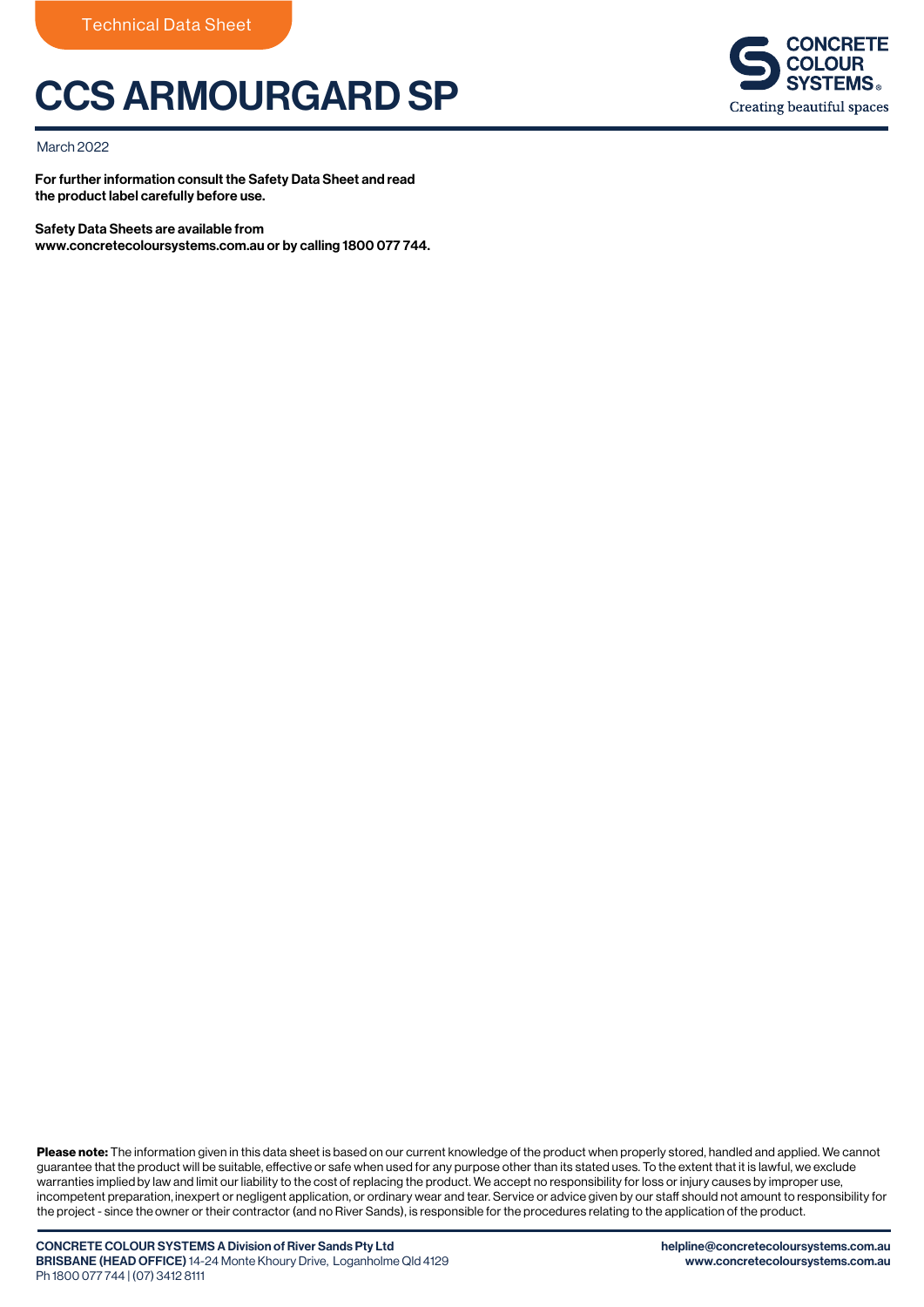# CCS ARMOURGARD SP

March 2022

**For further information consult the Safety Data Sheet and read the product label carefully before use.**

**Safety Data Sheets are available from www.concretecoloursystems.com.au or by calling 1800 077 744.**

**Please note:** The information given in this data sheet is based on our current knowledge of the product when properly stored, handled and applied. We cannot guarantee that the product will be suitable, effective or safe when used for any purpose other than its stated uses. To the extent that it is lawful, we exclude warranties implied by law and limit our liability to the cost of replacing the product. We accept no responsibility for loss or injury causes by improper use, incompetent preparation, inexpert or negligent application, or ordinary wear and tear. Service or advice given by our staff should not amount to responsibility for the project - since the owner or their contractor (and no River Sands), is responsible for the procedures relating to the application of the product.

**CONCRETE COLOUR SYSTEMS A Division of River Sands Pty Ltd**
**BRISBANE (HEAD OFFICE)** 14-24 Monte Khoury Drive, Loganholme Qld 4129
Ph 1800 077 744 | (07) 3412 8111

**helpline@concretecoloursystems.com.au**
**www.concretecoloursystems.com.au**